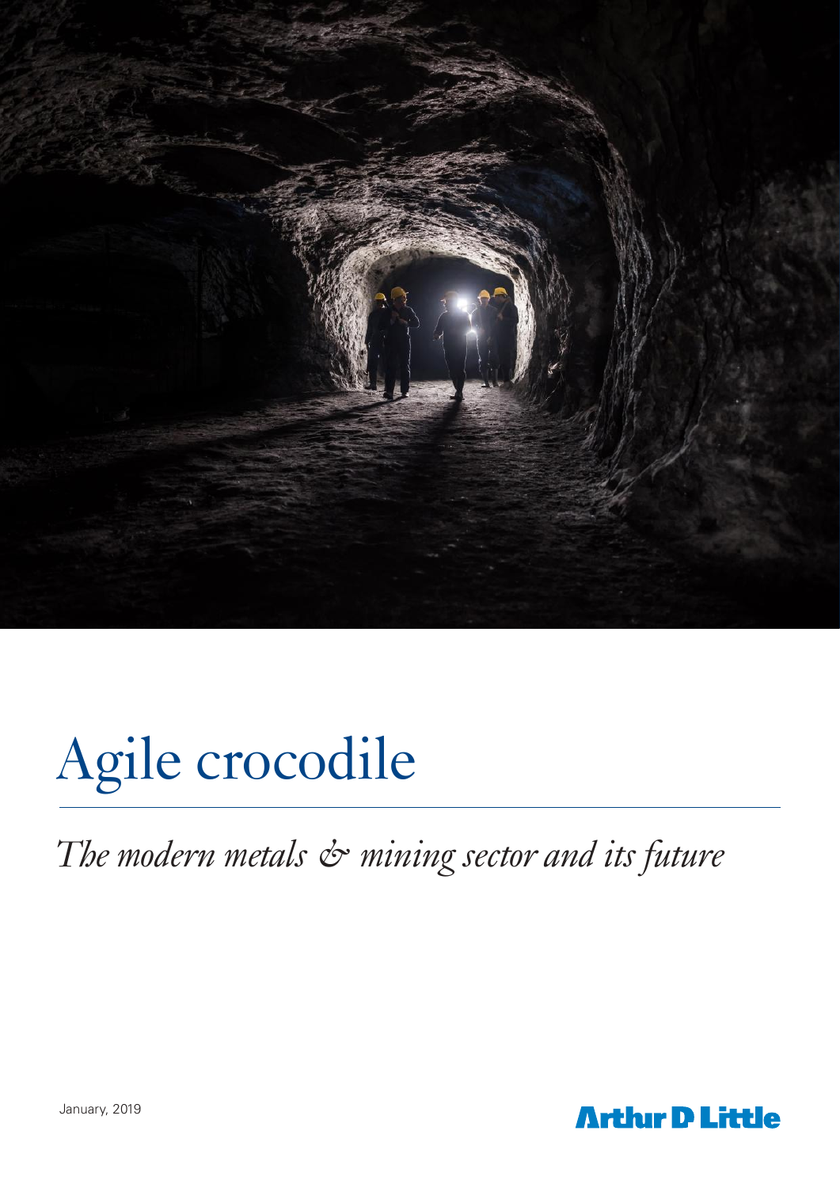# Agile crocodile

*The modern metals & mining sector and its future*

January, 2019

Arthur D Little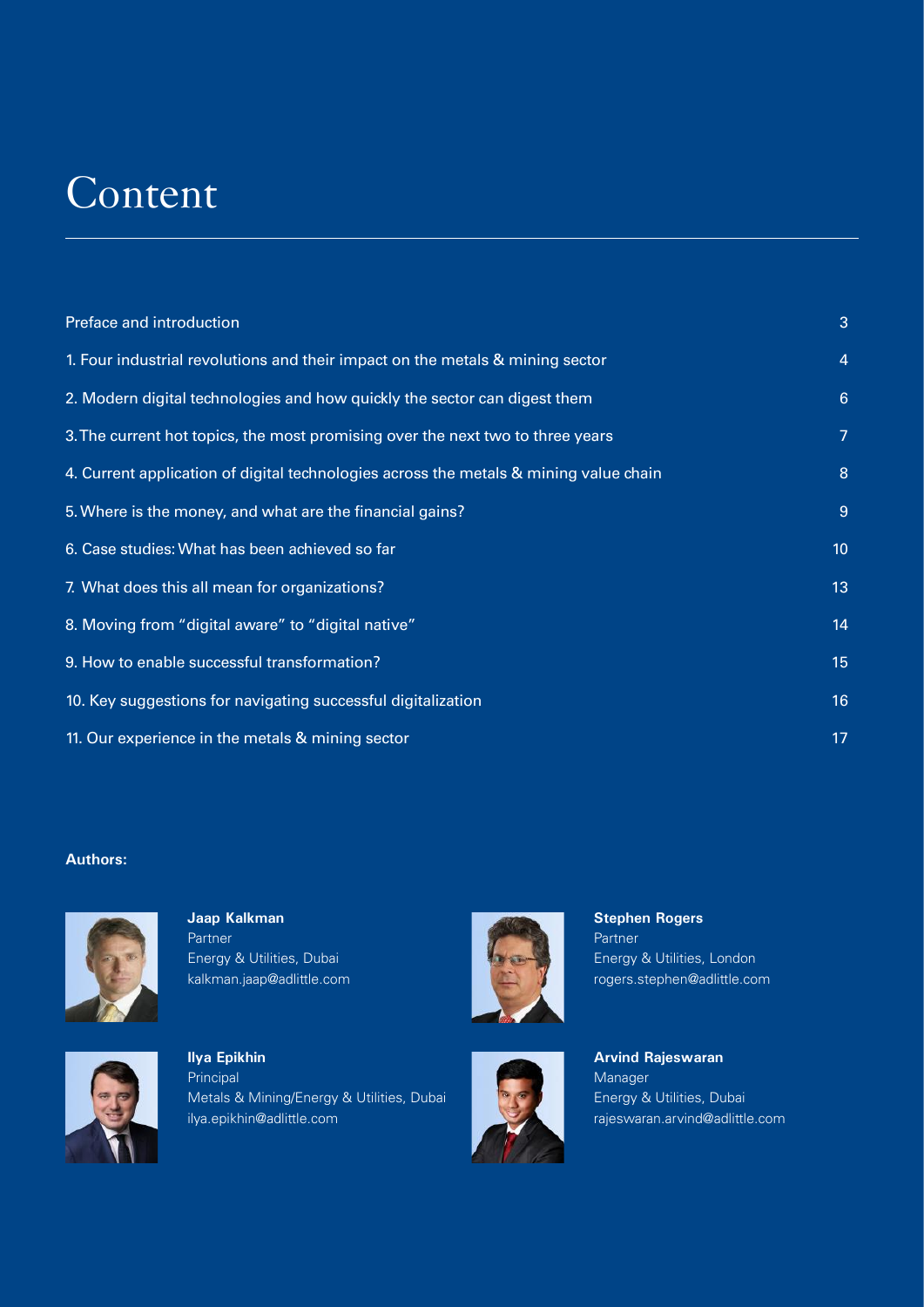# Content

| | |
|---|---|
| Preface and introduction | 3 |
| 1. Four industrial revolutions and their impact on the metals & mining sector | 4 |
| 2. Modern digital technologies and how quickly the sector can digest them | 6 |
| 3. The current hot topics, the most promising over the next two to three years | 7 |
| 4. Current application of digital technologies across the metals & mining value chain | 8 |
| 5. Where is the money, and what are the financial gains? | 9 |
| 6. Case studies: What has been achieved so far | 10 |
| 7. What does this all mean for organizations? | 13 |
| 8. Moving from "digital aware" to "digital native" | 14 |
| 9. How to enable successful transformation? | 15 |
| 10. Key suggestions for navigating successful digitalization | 16 |
| 11. Our experience in the metals & mining sector | 17 |

**Authors:**

**Jaap Kalkman**
Partner
Energy & Utilities, Dubai
kalkman.jaap@adlittle.com

**Stephen Rogers**
Partner
Energy & Utilities, London
rogers.stephen@adlittle.com

**Ilya Epikhin**
Principal
Metals & Mining/Energy & Utilities, Dubai
ilya.epikhin@adlittle.com

**Arvind Rajeswaran**
Manager
Energy & Utilities, Dubai
rajeswaran.arvind@adlittle.com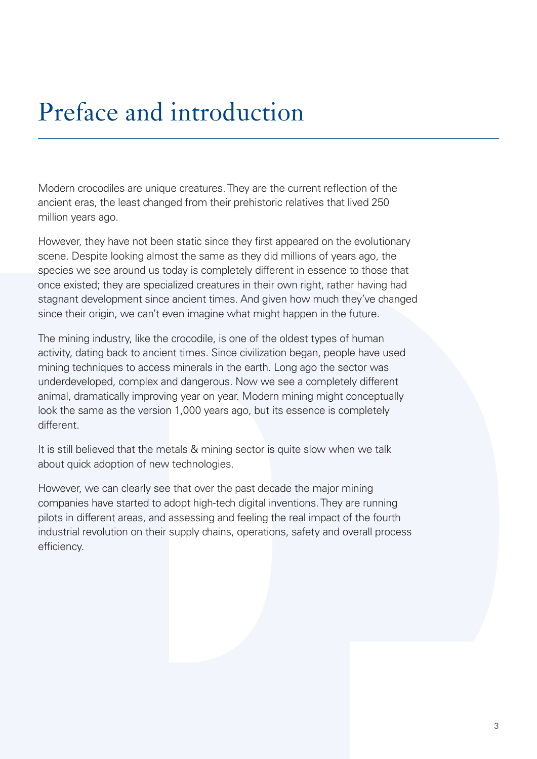# Preface and introduction

Modern crocodiles are unique creatures. They are the current reflection of the ancient eras, the least changed from their prehistoric relatives that lived 250 million years ago.

However, they have not been static since they first appeared on the evolutionary scene. Despite looking almost the same as they did millions of years ago, the species we see around us today is completely different in essence to those that once existed; they are specialized creatures in their own right, rather having had stagnant development since ancient times. And given how much they've changed since their origin, we can't even imagine what might happen in the future.

The mining industry, like the crocodile, is one of the oldest types of human activity, dating back to ancient times. Since civilization began, people have used mining techniques to access minerals in the earth. Long ago the sector was underdeveloped, complex and dangerous. Now we see a completely different animal, dramatically improving year on year. Modern mining might conceptually look the same as the version 1,000 years ago, but its essence is completely different.

It is still believed that the metals & mining sector is quite slow when we talk about quick adoption of new technologies.

However, we can clearly see that over the past decade the major mining companies have started to adopt high-tech digital inventions. They are running pilots in different areas, and assessing and feeling the real impact of the fourth industrial revolution on their supply chains, operations, safety and overall process efficiency.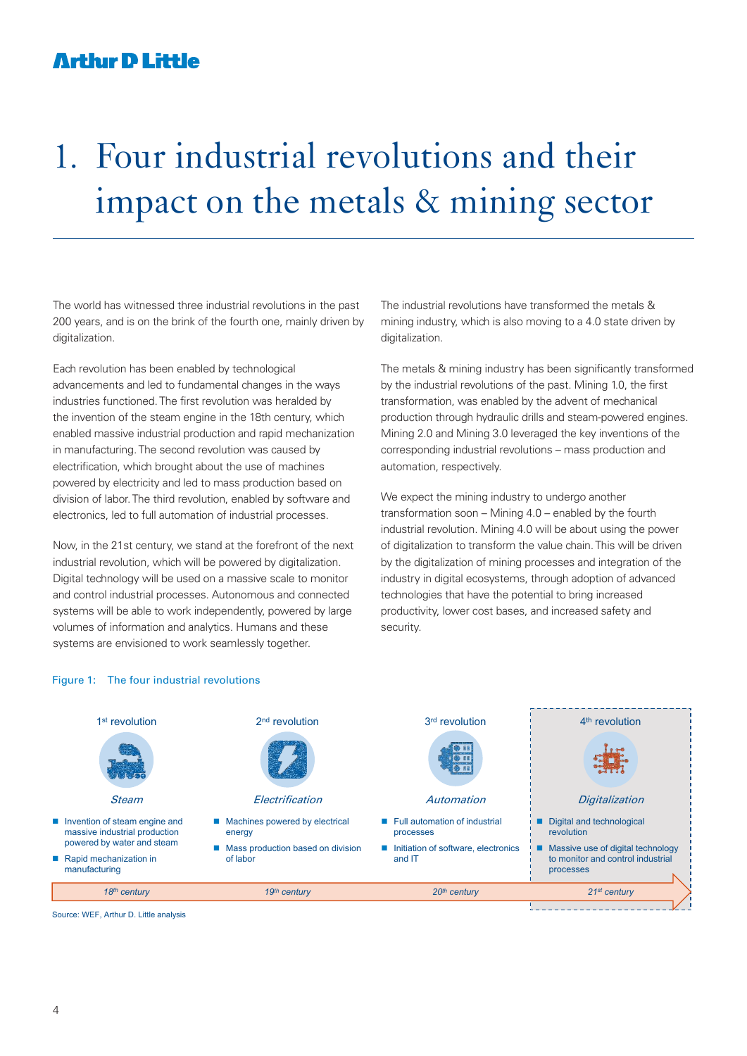# 1. Four industrial revolutions and their impact on the metals & mining sector

The world has witnessed three industrial revolutions in the past 200 years, and is on the brink of the fourth one, mainly driven by digitalization.

Each revolution has been enabled by technological advancements and led to fundamental changes in the ways industries functioned. The first revolution was heralded by the invention of the steam engine in the 18th century, which enabled massive industrial production and rapid mechanization in manufacturing. The second revolution was caused by electrification, which brought about the use of machines powered by electricity and led to mass production based on division of labor. The third revolution, enabled by software and electronics, led to full automation of industrial processes.

Now, in the 21st century, we stand at the forefront of the next industrial revolution, which will be powered by digitalization. Digital technology will be used on a massive scale to monitor and control industrial processes. Autonomous and connected systems will be able to work independently, powered by large volumes of information and analytics. Humans and these systems are envisioned to work seamlessly together.

The industrial revolutions have transformed the metals & mining industry, which is also moving to a 4.0 state driven by digitalization.

The metals & mining industry has been significantly transformed by the industrial revolutions of the past. Mining 1.0, the first transformation, was enabled by the advent of mechanical production through hydraulic drills and steam-powered engines. Mining 2.0 and Mining 3.0 leveraged the key inventions of the corresponding industrial revolutions – mass production and automation, respectively.

We expect the mining industry to undergo another transformation soon – Mining 4.0 – enabled by the fourth industrial revolution. Mining 4.0 will be about using the power of digitalization to transform the value chain. This will be driven by the digitalization of mining processes and integration of the industry in digital ecosystems, through adoption of advanced technologies that have the potential to bring increased productivity, lower cost bases, and increased safety and security.

Figure 1: The four industrial revolutions

| 1st revolution | 2nd revolution | 3rd revolution | 4th revolution |
|---|---|---|---|
| *Steam* | *Electrification* | *Automation* | *Digitalization* |
| ■ Invention of steam engine and massive industrial production powered by water and steam<br>■ Rapid mechanization in manufacturing | ■ Machines powered by electrical energy<br>■ Mass production based on division of labor | ■ Full automation of industrial processes<br>■ Initiation of software, electronics and IT | ■ Digital and technological revolution<br>■ Massive use of digital technology to monitor and control industrial processes |
| *18th century* | *19th century* | *20th century* | *21st century* |

Source: WEF, Arthur D. Little analysis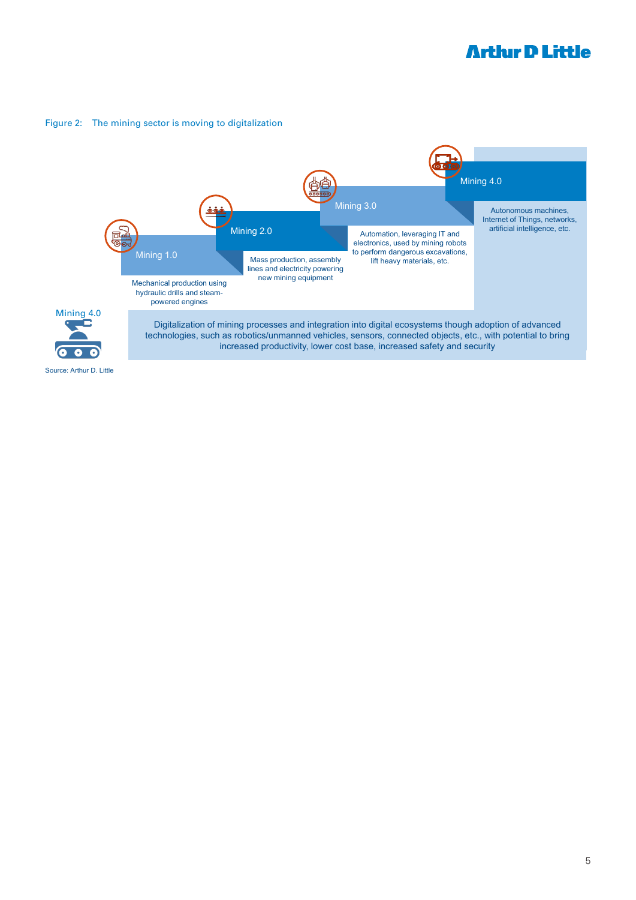Figure 2: The mining sector is moving to digitalization

**Mining 1.0**

Mechanical production using hydraulic drills and steam-powered engines

**Mining 2.0**

Mass production, assembly lines and electricity powering new mining equipment

**Mining 3.0**

Automation, leveraging IT and electronics, used by mining robots to perform dangerous excavations, lift heavy materials, etc.

**Mining 4.0**

Autonomous machines, Internet of Things, networks, artificial intelligence, etc.

**Mining 4.0**

Digitalization of mining processes and integration into digital ecosystems though adoption of advanced technologies, such as robotics/unmanned vehicles, sensors, connected objects, etc., with potential to bring increased productivity, lower cost base, increased safety and security

Source: Arthur D. Little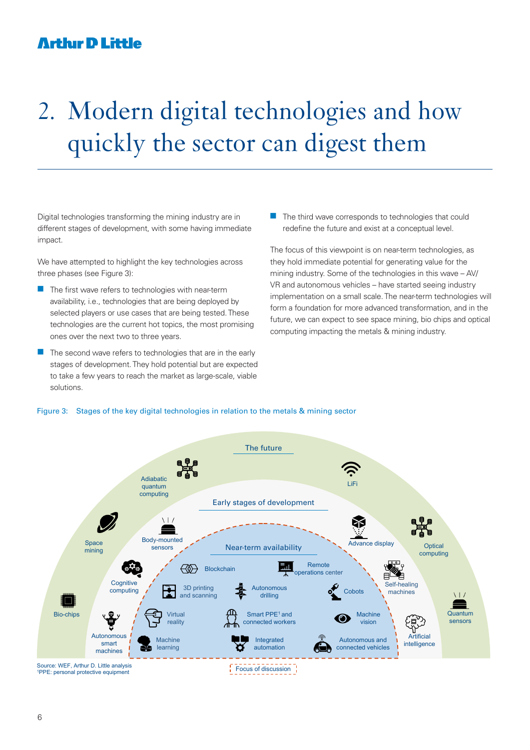# 2. Modern digital technologies and how quickly the sector can digest them

Digital technologies transforming the mining industry are in different stages of development, with some having immediate impact.

We have attempted to highlight the key technologies across three phases (see Figure 3):

- The first wave refers to technologies with near-term availability, i.e., technologies that are being deployed by selected players or use cases that are being tested. These technologies are the current hot topics, the most promising ones over the next two to three years.
- The second wave refers to technologies that are in the early stages of development. They hold potential but are expected to take a few years to reach the market as large-scale, viable solutions.
- The third wave corresponds to technologies that could redefine the future and exist at a conceptual level.

The focus of this viewpoint is on near-term technologies, as they hold immediate potential for generating value for the mining industry. Some of the technologies in this wave – AV/VR and autonomous vehicles – have started seeing industry implementation on a small scale. The near-term technologies will form a foundation for more advanced transformation, and in the future, we can expect to see space mining, bio chips and optical computing impacting the metals & mining industry.

Figure 3: Stages of the key digital technologies in relation to the metals & mining sector

**The future**
Adiabatic quantum computing; LiFi; Space mining; Optical computing; Bio-chips; Quantum sensors

**Early stages of development**
Body-mounted sensors; Advance display; Cognitive computing; Self-healing machines; Autonomous smart machines; Artificial intelligence

**Near-term availability**
Blockchain; Remote operations center; 3D printing and scanning; Autonomous drilling; Cobots; Virtual reality; Smart PPE[1] and connected workers; Machine vision; Machine learning; Integrated automation; Autonomous and connected vehicles

Focus of discussion

Source: WEF, Arthur D. Little analysis
[1]PPE: personal protective equipment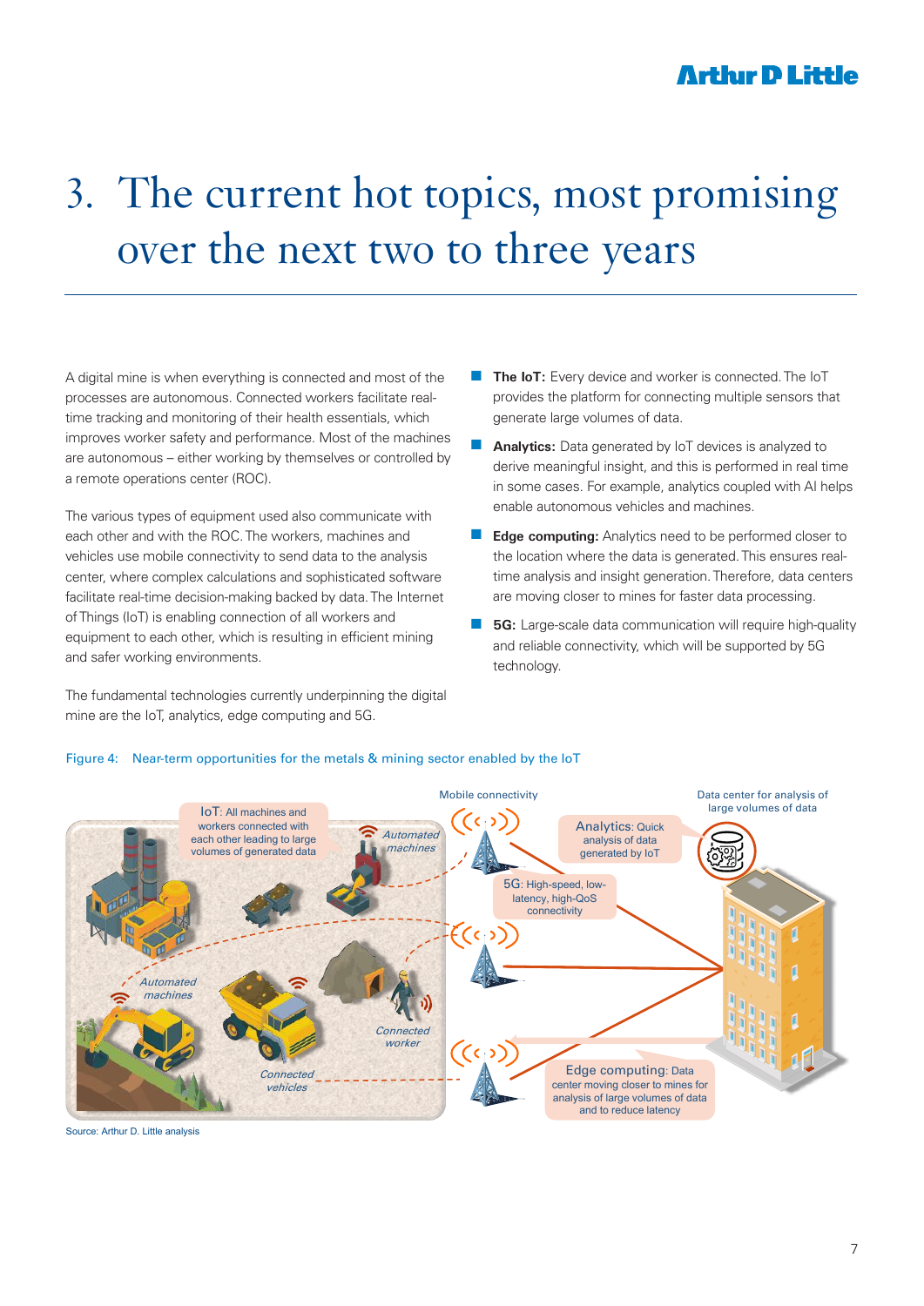# 3. The current hot topics, most promising over the next two to three years

A digital mine is when everything is connected and most of the processes are autonomous. Connected workers facilitate real-time tracking and monitoring of their health essentials, which improves worker safety and performance. Most of the machines are autonomous – either working by themselves or controlled by a remote operations center (ROC).

The various types of equipment used also communicate with each other and with the ROC. The workers, machines and vehicles use mobile connectivity to send data to the analysis center, where complex calculations and sophisticated software facilitate real-time decision-making backed by data. The Internet of Things (IoT) is enabling connection of all workers and equipment to each other, which is resulting in efficient mining and safer working environments.

The fundamental technologies currently underpinning the digital mine are the IoT, analytics, edge computing and 5G.

- **The IoT:** Every device and worker is connected. The IoT provides the platform for connecting multiple sensors that generate large volumes of data.
- **Analytics:** Data generated by IoT devices is analyzed to derive meaningful insight, and this is performed in real time in some cases. For example, analytics coupled with AI helps enable autonomous vehicles and machines.
- **Edge computing:** Analytics need to be performed closer to the location where the data is generated. This ensures real-time analysis and insight generation. Therefore, data centers are moving closer to mines for faster data processing.
- **5G:** Large-scale data communication will require high-quality and reliable connectivity, which will be supported by 5G technology.

Figure 4: Near-term opportunities for the metals & mining sector enabled by the IoT

IoT: All machines and workers connected with each other leading to large volumes of generated data

Automated machines

Mobile connectivity

Analytics: Quick analysis of data generated by IoT

Data center for analysis of large volumes of data

5G: High-speed, low-latency, high-QoS connectivity

Automated machines

Connected worker

Connected vehicles

Edge computing: Data center moving closer to mines for analysis of large volumes of data and to reduce latency

Source: Arthur D. Little analysis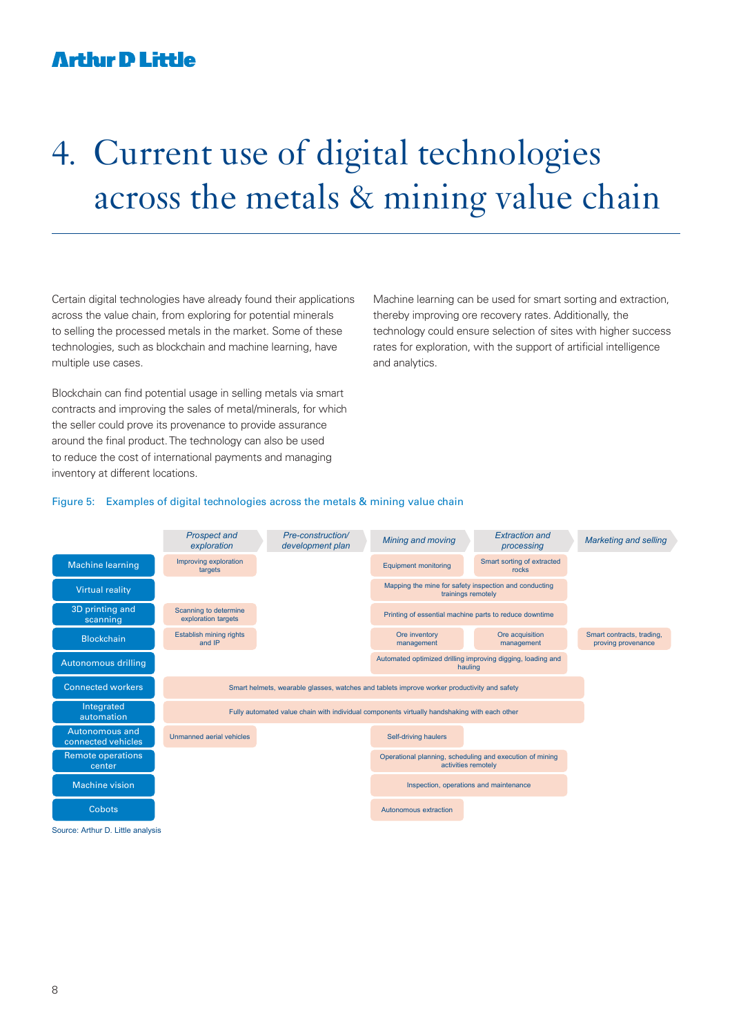# 4. Current use of digital technologies across the metals & mining value chain

Certain digital technologies have already found their applications across the value chain, from exploring for potential minerals to selling the processed metals in the market. Some of these technologies, such as blockchain and machine learning, have multiple use cases.

Blockchain can find potential usage in selling metals via smart contracts and improving the sales of metal/minerals, for which the seller could prove its provenance to provide assurance around the final product. The technology can also be used to reduce the cost of international payments and managing inventory at different locations.

Machine learning can be used for smart sorting and extraction, thereby improving ore recovery rates. Additionally, the technology could ensure selection of sites with higher success rates for exploration, with the support of artificial intelligence and analytics.

Figure 5: Examples of digital technologies across the metals & mining value chain

| Technology | *Prospect and exploration* | *Pre-construction/ development plan* | *Mining and moving* | *Extraction and processing* | *Marketing and selling* |
|---|---|---|---|---|---|
| Machine learning | Improving exploration targets | | Equipment monitoring | Smart sorting of extracted rocks | |
| Virtual reality | | | Mapping the mine for safety inspection and conducting trainings remotely | | |
| 3D printing and scanning | Scanning to determine exploration targets | | Printing of essential machine parts to reduce downtime | | |
| Blockchain | Establish mining rights and IP | | Ore inventory management | Ore acquisition management | Smart contracts, trading, proving provenance |
| Autonomous drilling | | | Automated optimized drilling improving digging, loading and hauling | | |
| Connected workers | Smart helmets, wearable glasses, watches and tablets improve worker productivity and safety | | | | |
| Integrated automation | Fully automated value chain with individual components virtually handshaking with each other | | | | |
| Autonomous and connected vehicles | Unmanned aerial vehicles | | Self-driving haulers | | |
| Remote operations center | | | Operational planning, scheduling and execution of mining activities remotely | | |
| Machine vision | | | Inspection, operations and maintenance | | |
| Cobots | | | Autonomous extraction | | |

Source: Arthur D. Little analysis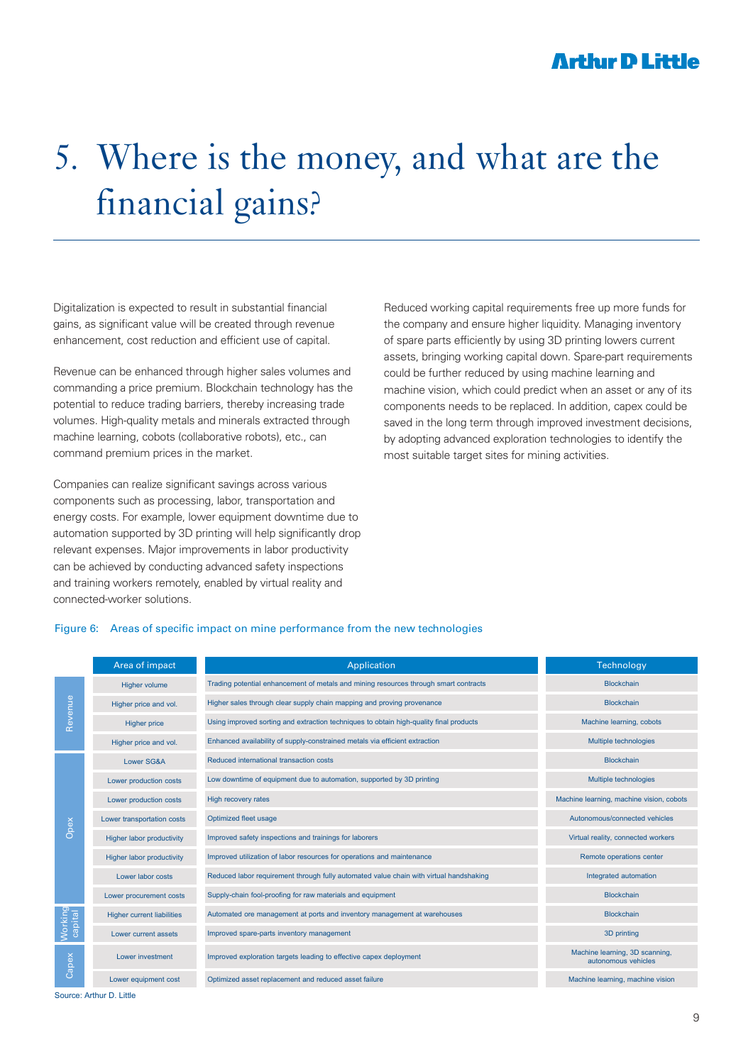# 5. Where is the money, and what are the financial gains?

Digitalization is expected to result in substantial financial gains, as significant value will be created through revenue enhancement, cost reduction and efficient use of capital.

Revenue can be enhanced through higher sales volumes and commanding a price premium. Blockchain technology has the potential to reduce trading barriers, thereby increasing trade volumes. High-quality metals and minerals extracted through machine learning, cobots (collaborative robots), etc., can command premium prices in the market.

Companies can realize significant savings across various components such as processing, labor, transportation and energy costs. For example, lower equipment downtime due to automation supported by 3D printing will help significantly drop relevant expenses. Major improvements in labor productivity can be achieved by conducting advanced safety inspections and training workers remotely, enabled by virtual reality and connected-worker solutions.

Reduced working capital requirements free up more funds for the company and ensure higher liquidity. Managing inventory of spare parts efficiently by using 3D printing lowers current assets, bringing working capital down. Spare-part requirements could be further reduced by using machine learning and machine vision, which could predict when an asset or any of its components needs to be replaced. In addition, capex could be saved in the long term through improved investment decisions, by adopting advanced exploration technologies to identify the most suitable target sites for mining activities.

Figure 6: Areas of specific impact on mine performance from the new technologies

| | Area of impact | Application | Technology |
|---|---|---|---|
| Revenue | Higher volume | Trading potential enhancement of metals and mining resources through smart contracts | Blockchain |
| | Higher price and vol. | Higher sales through clear supply chain mapping and proving provenance | Blockchain |
| | Higher price | Using improved sorting and extraction techniques to obtain high-quality final products | Machine learning, cobots |
| | Higher price and vol. | Enhanced availability of supply-constrained metals via efficient extraction | Multiple technologies |
| Opex | Lower SG&A | Reduced international transaction costs | Blockchain |
| | Lower production costs | Low downtime of equipment due to automation, supported by 3D printing | Multiple technologies |
| | Lower production costs | High recovery rates | Machine learning, machine vision, cobots |
| | Lower transportation costs | Optimized fleet usage | Autonomous/connected vehicles |
| | Higher labor productivity | Improved safety inspections and trainings for laborers | Virtual reality, connected workers |
| | Higher labor productivity | Improved utilization of labor resources for operations and maintenance | Remote operations center |
| | Lower labor costs | Reduced labor requirement through fully automated value chain with virtual handshaking | Integrated automation |
| | Lower procurement costs | Supply-chain fool-proofing for raw materials and equipment | Blockchain |
| Working capital | Higher current liabilities | Automated ore management at ports and inventory management at warehouses | Blockchain |
| | Lower current assets | Improved spare-parts inventory management | 3D printing |
| Capex | Lower investment | Improved exploration targets leading to effective capex deployment | Machine learning, 3D scanning, autonomous vehicles |
| | Lower equipment cost | Optimized asset replacement and reduced asset failure | Machine learning, machine vision |

Source: Arthur D. Little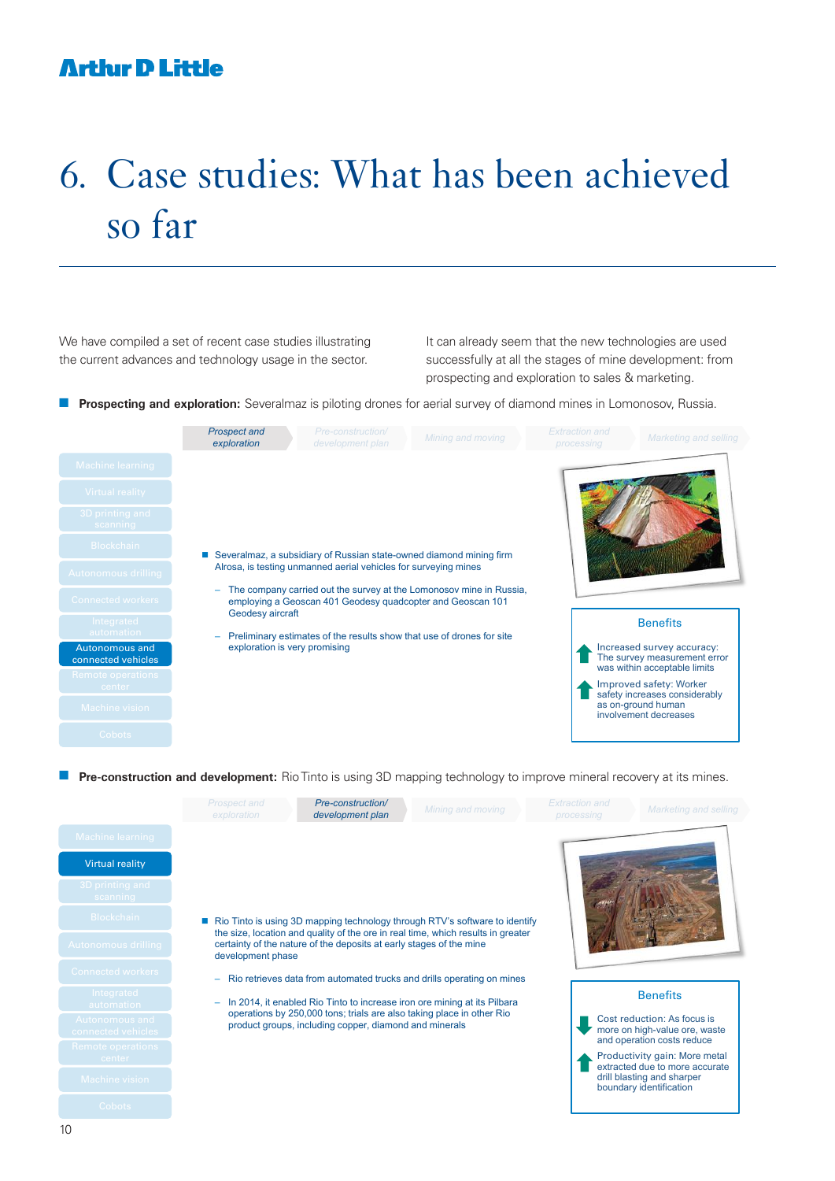# 6. Case studies: What has been achieved so far

We have compiled a set of recent case studies illustrating the current advances and technology usage in the sector.

It can already seem that the new technologies are used successfully at all the stages of mine development: from prospecting and exploration to sales & marketing.

**Prospecting and exploration:** Severalmaz is piloting drones for aerial survey of diamond mines in Lomonosov, Russia.

*Prospect and exploration* | *Pre-construction/ development plan* | *Mining and moving* | *Extraction and processing* | *Marketing and selling*

Machine learning | Virtual reality | 3D printing and scanning | Blockchain | Autonomous drilling | Connected workers | Integrated automation | **Autonomous and connected vehicles** | Remote operations center | Machine vision | Cobots

- Severalmaz, a subsidiary of Russian state-owned diamond mining firm Alrosa, is testing unmanned aerial vehicles for surveying mines
  - The company carried out the survey at the Lomonosov mine in Russia, employing a Geoscan 401 Geodesy quadcopter and Geoscan 101 Geodesy aircraft
  - Preliminary estimates of the results show that use of drones for site exploration is very promising

**Benefits**

- ↑ Increased survey accuracy: The survey measurement error was within acceptable limits
- ↑ Improved safety: Worker safety increases considerably as on-ground human involvement decreases

**Pre-construction and development:** Rio Tinto is using 3D mapping technology to improve mineral recovery at its mines.

*Prospect and exploration* | *Pre-construction/ development plan* | *Mining and moving* | *Extraction and processing* | *Marketing and selling*

Machine learning | **Virtual reality** | 3D printing and scanning | Blockchain | Autonomous drilling | Connected workers | Integrated automation | Autonomous and connected vehicles | Remote operations center | Machine vision | Cobots

- Rio Tinto is using 3D mapping technology through RTV's software to identify the size, location and quality of the ore in real time, which results in greater certainty of the nature of the deposits at early stages of the mine development phase
  - Rio retrieves data from automated trucks and drills operating on mines
  - In 2014, it enabled Rio Tinto to increase iron ore mining at its Pilbara operations by 250,000 tons; trials are also taking place in other Rio product groups, including copper, diamond and minerals

**Benefits**

- ↓ Cost reduction: As focus is more on high-value ore, waste and operation costs reduce
- ↑ Productivity gain: More metal extracted due to more accurate drill blasting and sharper boundary identification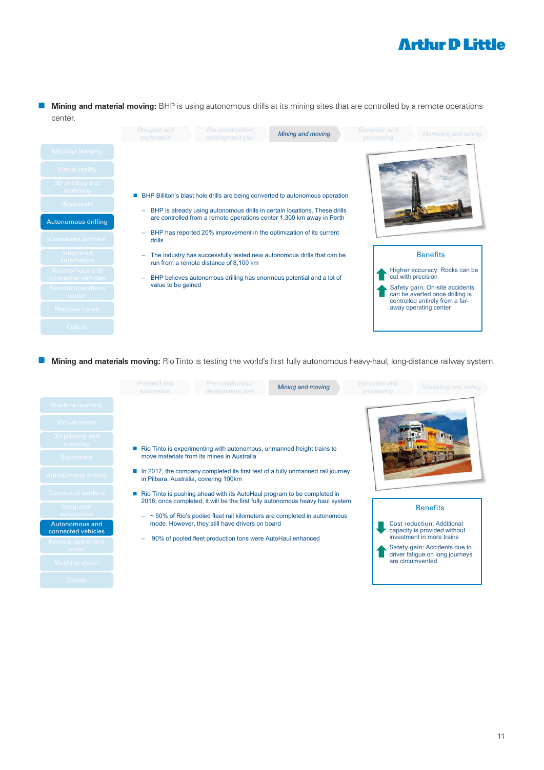■ **Mining and material moving:** BHP is using autonomous drills at its mining sites that are controlled by a remote operations center.

Prospect and exploration | Pre-construction/ development plan | *Mining and moving* | Extraction and processing | Marketing and selling

- Machine learning
- Virtual reality
- 3D printing and scanning
- Blockchain
- **Autonomous drilling**
- Connected workers
- Integrated automation
- Autonomous and connected vehicles
- Remote operations center
- Machine vision
- Cobots

- BHP Billiton's blast hole drills are being converted to autonomous operation
  - BHP is already using autonomous drills in certain locations. These drills are controlled from a remote operations center 1,300 km away in Perth
  - BHP has reported 20% improvement in the optimization of its current drills
  - The industry has successfully tested new autonomous drills that can be run from a remote distance of 8,100 km
  - BHP believes autonomous drilling has enormous potential and a lot of value to be gained

**Benefits**

- ↑ Higher accuracy: Rocks can be cut with precision
- ↑ Safety gain: On-site accidents can be averted once drilling is controlled entirely from a far-away operating center

■ **Mining and materials moving:** Rio Tinto is testing the world's first fully autonomous heavy-haul, long-distance railway system.

Prospect and exploration | Pre-construction/ development plan | *Mining and moving* | Extraction and processing | Marketing and selling

- Machine learning
- Virtual reality
- 3D printing and scanning
- Blockchain
- Autonomous drilling
- Connected workers
- Integrated automation
- **Autonomous and connected vehicles**
- Remote operations center
- Machine vision
- Cobots

- Rio Tinto is experimenting with autonomous, unmanned freight trains to move materials from its mines in Australia
- In 2017, the company completed its first test of a fully unmanned rail journey in Pilbara, Australia, covering 100km
- Rio Tinto is pushing ahead with its AutoHaul program to be completed in 2018; once completed, it will be the first fully autonomous heavy haul system
  - ~ 50% of Rio's pooled fleet rail kilometers are completed in autonomous mode. However, they still have drivers on board
  - 90% of pooled fleet production tons were AutoHaul enhanced

**Benefits**

- ↓ Cost reduction: Additional capacity is provided without investment in more trains
- ↑ Safety gain: Accidents due to driver fatigue on long journeys are circumvented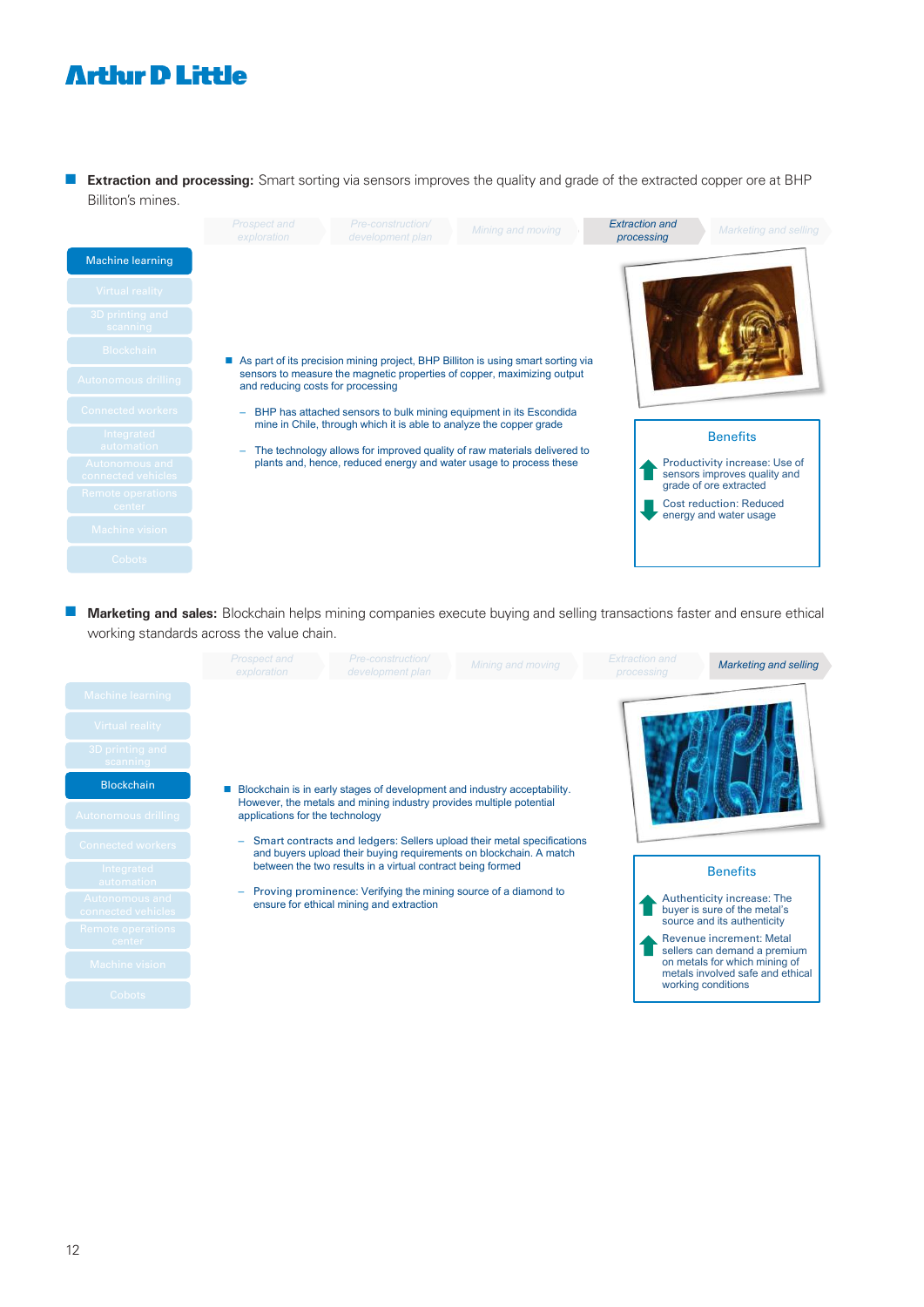- **Extraction and processing:** Smart sorting via sensors improves the quality and grade of the extracted copper ore at BHP Billiton's mines.

Prospect and exploration | Pre-construction/ development plan | Mining and moving | *Extraction and processing* | Marketing and selling

Machine learning | Virtual reality | 3D printing and scanning | Blockchain | Autonomous drilling | Connected workers | Integrated automation | Autonomous and connected vehicles | Remote operations center | Machine vision | Cobots

- As part of its precision mining project, BHP Billiton is using smart sorting via sensors to measure the magnetic properties of copper, maximizing output and reducing costs for processing
  - BHP has attached sensors to bulk mining equipment in its Escondida mine in Chile, through which it is able to analyze the copper grade
  - The technology allows for improved quality of raw materials delivered to plants and, hence, reduced energy and water usage to process these

**Benefits**

- Productivity increase: Use of sensors improves quality and grade of ore extracted
- Cost reduction: Reduced energy and water usage

- **Marketing and sales:** Blockchain helps mining companies execute buying and selling transactions faster and ensure ethical working standards across the value chain.

Prospect and exploration | Pre-construction/ development plan | Mining and moving | Extraction and processing | *Marketing and selling*

Machine learning | Virtual reality | 3D printing and scanning | Blockchain | Autonomous drilling | Connected workers | Integrated automation | Autonomous and connected vehicles | Remote operations center | Machine vision | Cobots

- Blockchain is in early stages of development and industry acceptability. However, the metals and mining industry provides multiple potential applications for the technology
  - Smart contracts and ledgers: Sellers upload their metal specifications and buyers upload their buying requirements on blockchain. A match between the two results in a virtual contract being formed
  - Proving prominence: Verifying the mining source of a diamond to ensure for ethical mining and extraction

**Benefits**

- Authenticity increase: The buyer is sure of the metal's source and its authenticity
- Revenue increment: Metal sellers can demand a premium on metals for which mining of metals involved safe and ethical working conditions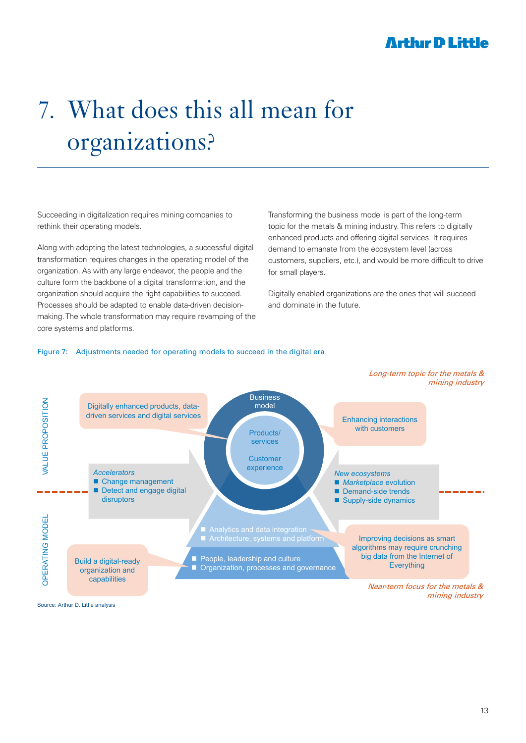# 7. What does this all mean for organizations?

Succeeding in digitalization requires mining companies to rethink their operating models.

Along with adopting the latest technologies, a successful digital transformation requires changes in the operating model of the organization. As with any large endeavor, the people and the culture form the backbone of a digital transformation, and the organization should acquire the right capabilities to succeed. Processes should be adapted to enable data-driven decision-making. The whole transformation may require revamping of the core systems and platforms.

Transforming the business model is part of the long-term topic for the metals & mining industry. This refers to digitally enhanced products and offering digital services. It requires demand to emanate from the ecosystem level (across customers, suppliers, etc.), and would be more difficult to drive for small players.

Digitally enabled organizations are the ones that will succeed and dominate in the future.

Figure 7: Adjustments needed for operating models to succeed in the digital era

*Long-term topic for the metals & mining industry*

VALUE PROPOSITION

Digitally enhanced products, data-driven services and digital services

Business model

Products/ services

Customer experience

Enhancing interactions with customers

*Accelerators*
- Change management
- Detect and engage digital disruptors

*New ecosystems*
- *Marketplace* evolution
- Demand-side trends
- Supply-side dynamics

OPERATING MODEL

- Analytics and data integration
- Architecture, systems and platform

- People, leadership and culture
- Organization, processes and governance

Build a digital-ready organization and capabilities

Improving decisions as smart algorithms may require crunching big data from the Internet of Everything

*Near-term focus for the metals & mining industry*

Source: Arthur D. Little analysis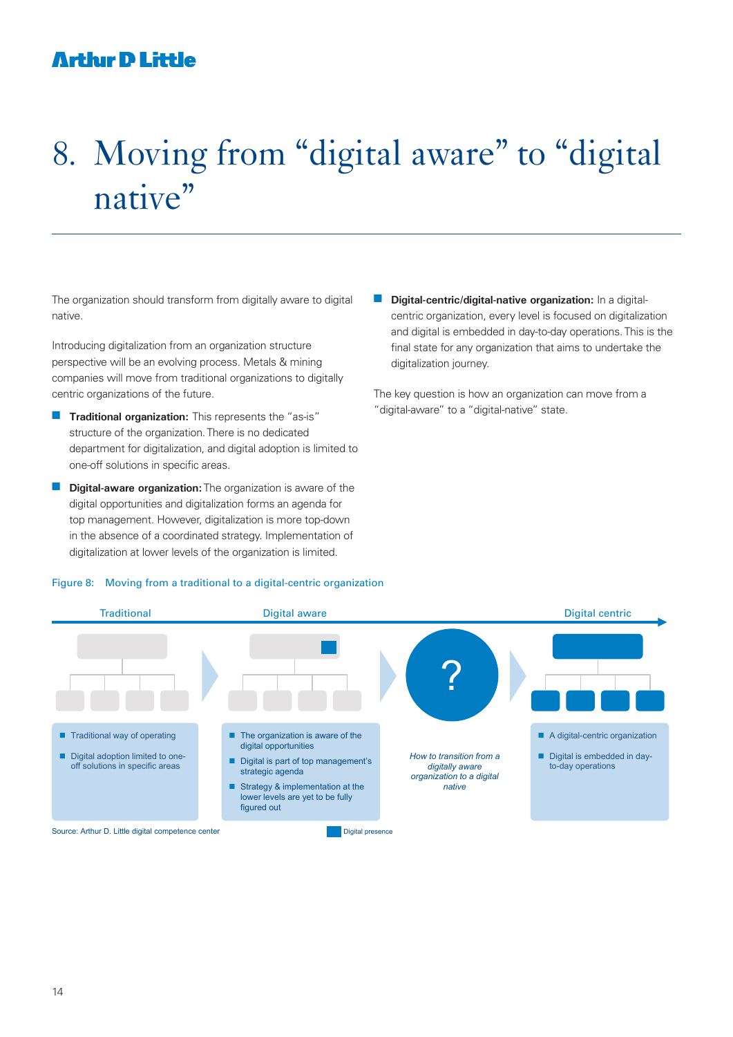# 8. Moving from "digital aware" to "digital native"

The organization should transform from digitally aware to digital native.

Introducing digitalization from an organization structure perspective will be an evolving process. Metals & mining companies will move from traditional organizations to digitally centric organizations of the future.

- **Traditional organization:** This represents the "as-is" structure of the organization. There is no dedicated department for digitalization, and digital adoption is limited to one-off solutions in specific areas.
- **Digital-aware organization:** The organization is aware of the digital opportunities and digitalization forms an agenda for top management. However, digitalization is more top-down in the absence of a coordinated strategy. Implementation of digitalization at lower levels of the organization is limited.
- **Digital-centric/digital-native organization:** In a digital-centric organization, every level is focused on digitalization and digital is embedded in day-to-day operations. This is the final state for any organization that aims to undertake the digitalization journey.

The key question is how an organization can move from a "digital-aware" to a "digital-native" state.

Figure 8: Moving from a traditional to a digital-centric organization

Traditional | Digital aware | Digital centric

**Traditional**
- Traditional way of operating
- Digital adoption limited to one-off solutions in specific areas

**Digital aware**
- The organization is aware of the digital opportunities
- Digital is part of top management's strategic agenda
- Strategy & implementation at the lower levels are yet to be fully figured out

?

*How to transition from a digitally aware organization to a digital native*

**Digital centric**
- A digital-centric organization
- Digital is embedded in day-to-day operations

Digital presence

Source: Arthur D. Little digital competence center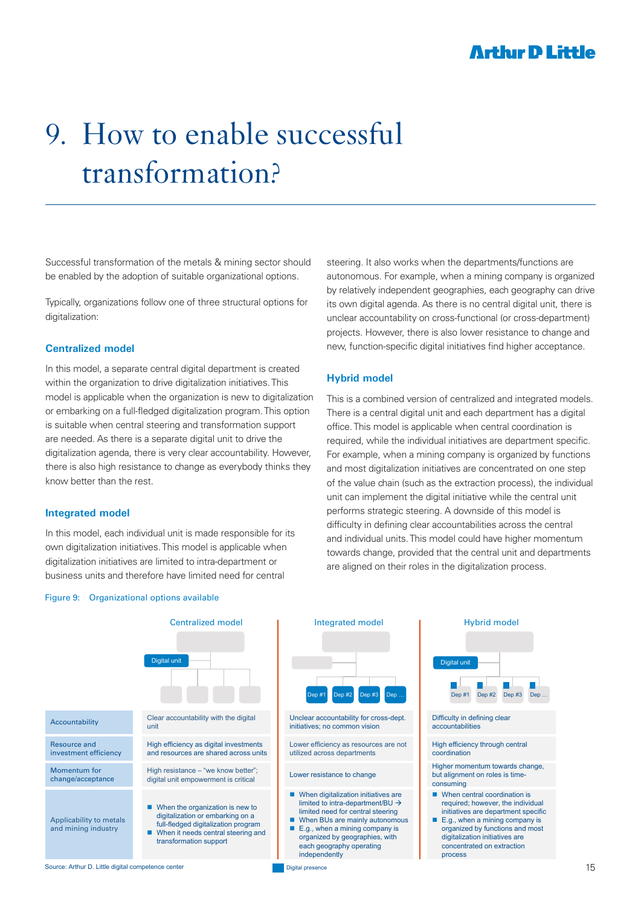# 9. How to enable successful transformation?

Successful transformation of the metals & mining sector should be enabled by the adoption of suitable organizational options.

Typically, organizations follow one of three structural options for digitalization:

### Centralized model

In this model, a separate central digital department is created within the organization to drive digitalization initiatives. This model is applicable when the organization is new to digitalization or embarking on a full-fledged digitalization program. This option is suitable when central steering and transformation support are needed. As there is a separate digital unit to drive the digitalization agenda, there is very clear accountability. However, there is also high resistance to change as everybody thinks they know better than the rest.

### Integrated model

In this model, each individual unit is made responsible for its own digitalization initiatives. This model is applicable when digitalization initiatives are limited to intra-department or business units and therefore have limited need for central steering. It also works when the departments/functions are autonomous. For example, when a mining company is organized by relatively independent geographies, each geography can drive its own digital agenda. As there is no central digital unit, there is unclear accountability on cross-functional (or cross-department) projects. However, there is also lower resistance to change and new, function-specific digital initiatives find higher acceptance.

### Hybrid model

This is a combined version of centralized and integrated models. There is a central digital unit and each department has a digital office. This model is applicable when central coordination is required, while the individual initiatives are department specific. For example, when a mining company is organized by functions and most digitalization initiatives are concentrated on one step of the value chain (such as the extraction process), the individual unit can implement the digital initiative while the central unit performs strategic steering. A downside of this model is difficulty in defining clear accountabilities across the central and individual units. This model could have higher momentum towards change, provided that the central unit and departments are aligned on their roles in the digitalization process.

Figure 9: Organizational options available

| | Centralized model | Integrated model | Hybrid model |
|---|---|---|---|
| | Digital unit | Dep #1, Dep #2, Dep #3, Dep ... | Digital unit; Dep #1, Dep #2, Dep #3, Dep ... |
| Accountability | Clear accountability with the digital unit | Unclear accountability for cross-dept. initiatives; no common vision | Difficulty in defining clear accountabilities |
| Resource and investment efficiency | High efficiency as digital investments and resources are shared across units | Lower efficiency as resources are not utilized across departments | High efficiency through central coordination |
| Momentum for change/acceptance | High resistance – "we know better"; digital unit empowerment is critical | Lower resistance to change | Higher momentum towards change, but alignment on roles is time-consuming |
| Applicability to metals and mining industry | ■ When the organization is new to digitalization or embarking on a full-fledged digitalization program<br>■ When it needs central steering and transformation support | ■ When digitalization initiatives are limited to intra-department/BU → limited need for central steering<br>■ When BUs are mainly autonomous<br>■ E.g., when a mining company is organized by geographies, with each geography operating independently | ■ When central coordination is required; however, the individual initiatives are department specific<br>■ E.g., when a mining company is organized by functions and most digitalization initiatives are concentrated on extraction process |

Source: Arthur D. Little digital competence center

■ Digital presence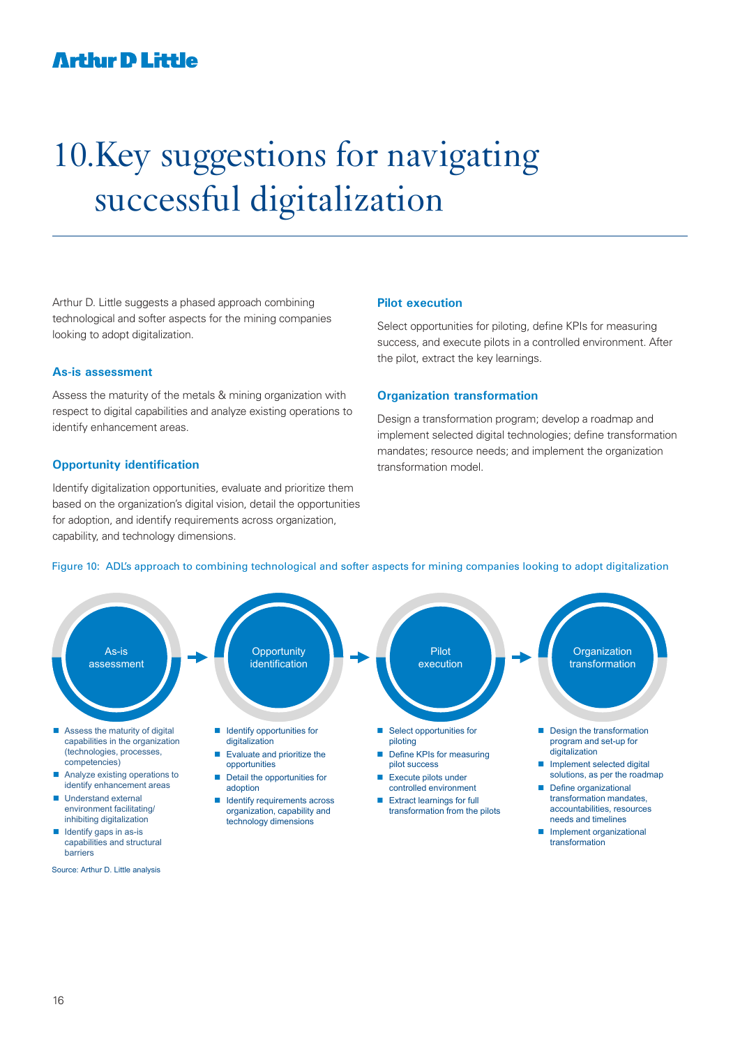# 10. Key suggestions for navigating successful digitalization

Arthur D. Little suggests a phased approach combining technological and softer aspects for the mining companies looking to adopt digitalization.

### As-is assessment

Assess the maturity of the metals & mining organization with respect to digital capabilities and analyze existing operations to identify enhancement areas.

### Opportunity identification

Identify digitalization opportunities, evaluate and prioritize them based on the organization's digital vision, detail the opportunities for adoption, and identify requirements across organization, capability, and technology dimensions.

### Pilot execution

Select opportunities for piloting, define KPIs for measuring success, and execute pilots in a controlled environment. After the pilot, extract the key learnings.

### Organization transformation

Design a transformation program; develop a roadmap and implement selected digital technologies; define transformation mandates; resource needs; and implement the organization transformation model.

Figure 10: ADL's approach to combining technological and softer aspects for mining companies looking to adopt digitalization

**As-is assessment** → **Opportunity identification** → **Pilot execution** → **Organization transformation**

**As-is assessment**
- Assess the maturity of digital capabilities in the organization (technologies, processes, competencies)
- Analyze existing operations to identify enhancement areas
- Understand external environment facilitating/inhibiting digitalization
- Identify gaps in as-is capabilities and structural barriers

**Opportunity identification**
- Identify opportunities for digitalization
- Evaluate and prioritize the opportunities
- Detail the opportunities for adoption
- Identify requirements across organization, capability and technology dimensions

**Pilot execution**
- Select opportunities for piloting
- Define KPIs for measuring pilot success
- Execute pilots under controlled environment
- Extract learnings for full transformation from the pilots

**Organization transformation**
- Design the transformation program and set-up for digitalization
- Implement selected digital solutions, as per the roadmap
- Define organizational transformation mandates, accountabilities, resources needs and timelines
- Implement organizational transformation

Source: Arthur D. Little analysis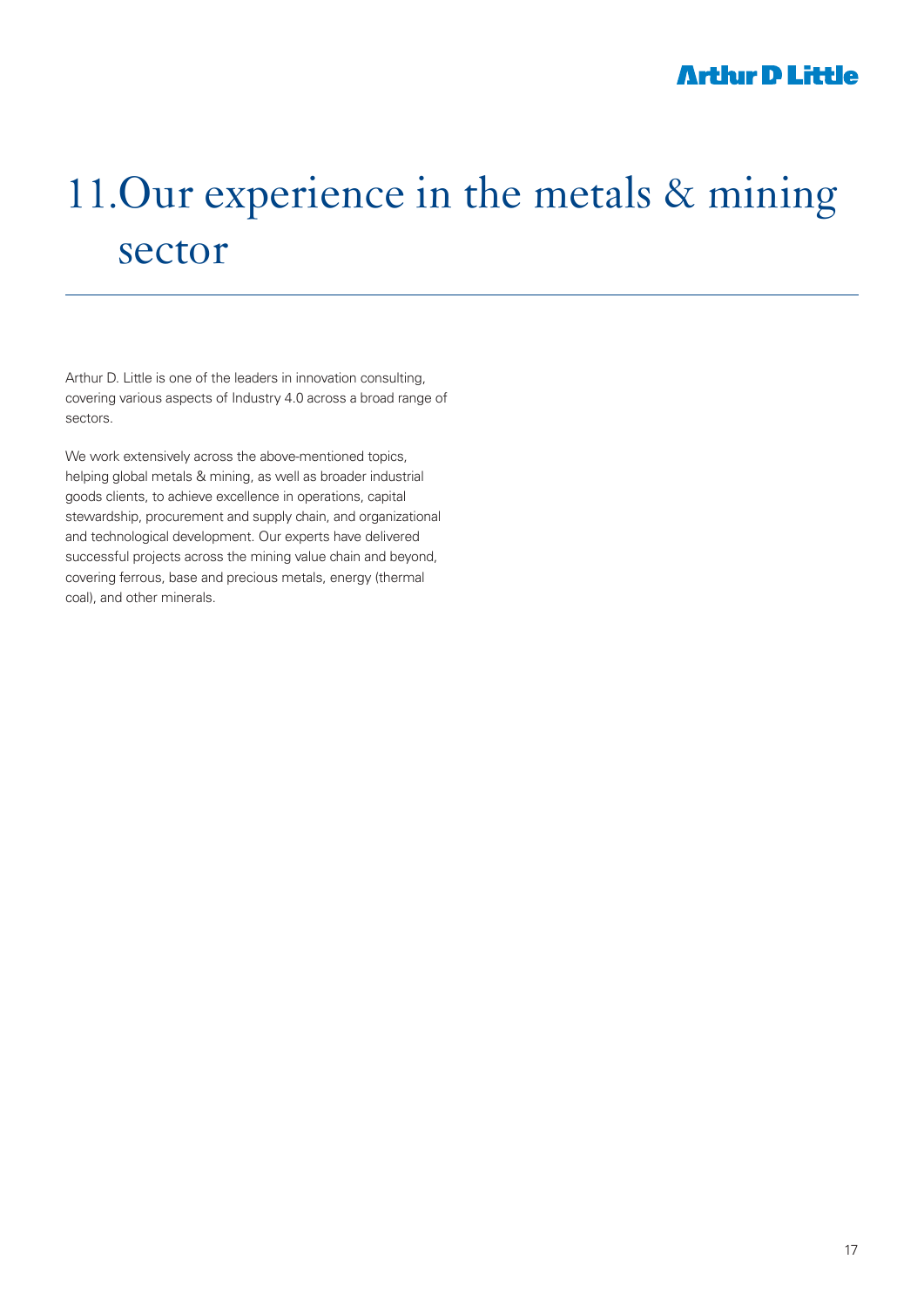# 11. Our experience in the metals & mining sector

Arthur D. Little is one of the leaders in innovation consulting, covering various aspects of Industry 4.0 across a broad range of sectors.

We work extensively across the above-mentioned topics, helping global metals & mining, as well as broader industrial goods clients, to achieve excellence in operations, capital stewardship, procurement and supply chain, and organizational and technological development. Our experts have delivered successful projects across the mining value chain and beyond, covering ferrous, base and precious metals, energy (thermal coal), and other minerals.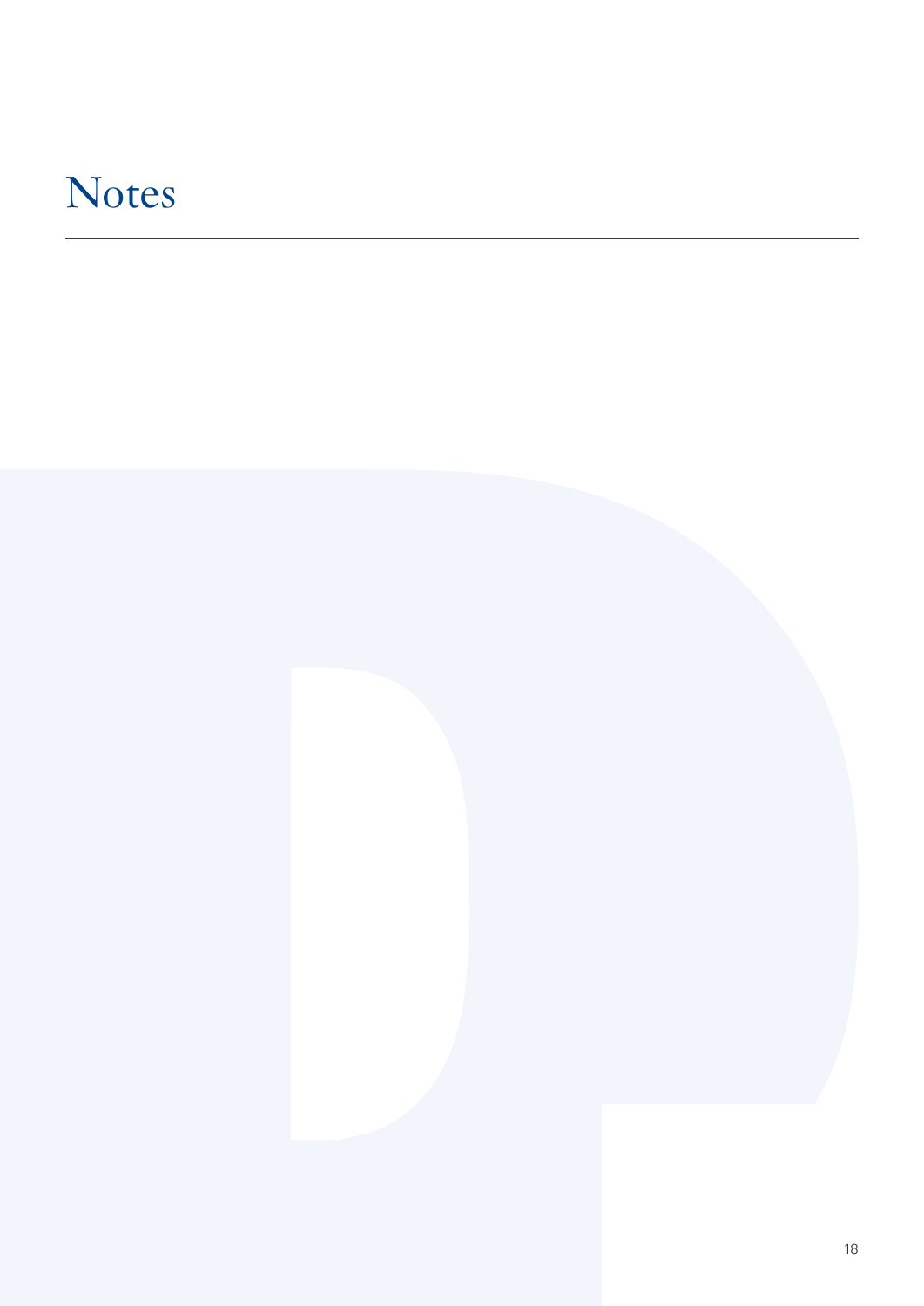# Notes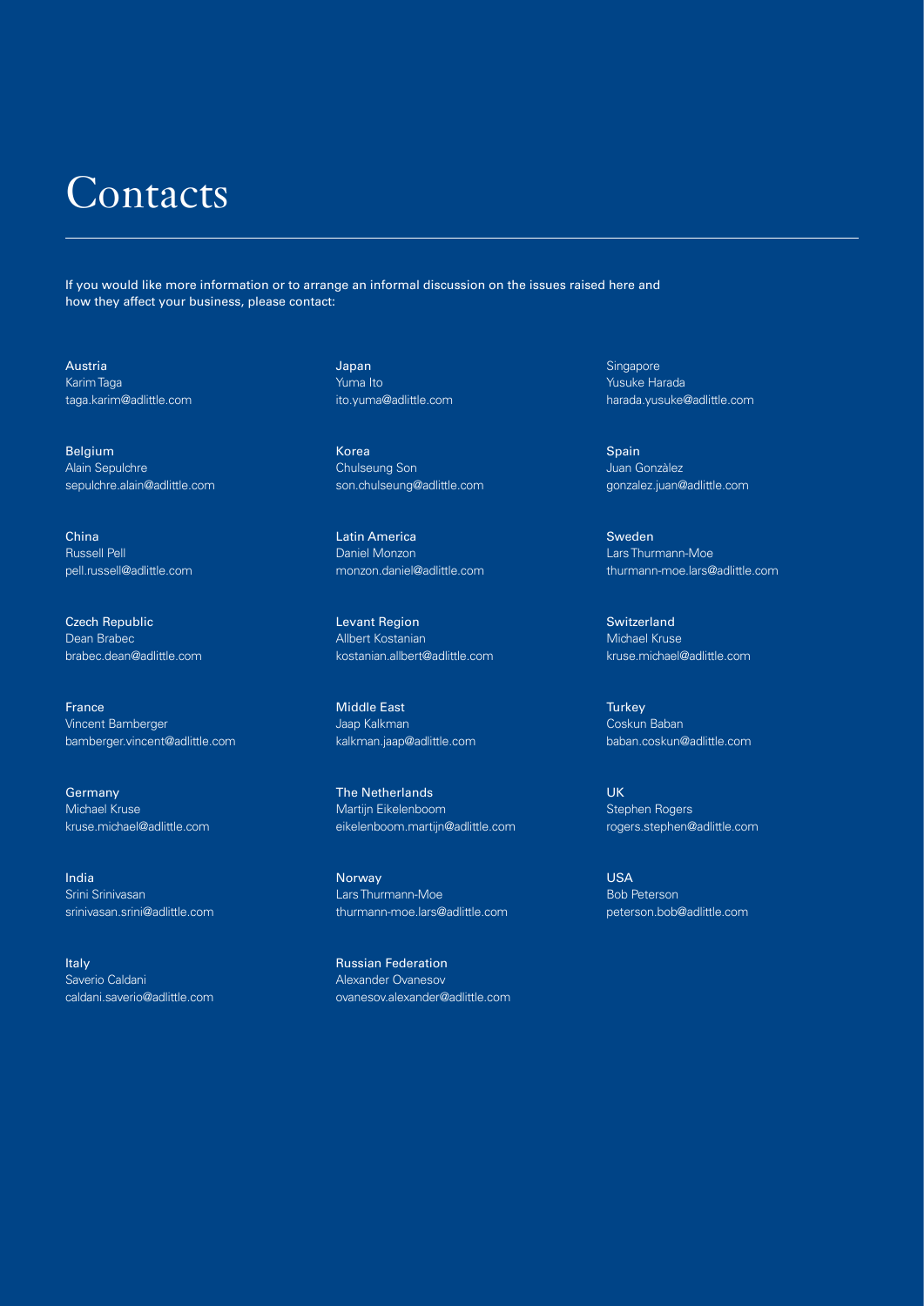# Contacts

If you would like more information or to arrange an informal discussion on the issues raised here and how they affect your business, please contact:

Austria
Karim Taga
taga.karim@adlittle.com

Belgium
Alain Sepulchre
sepulchre.alain@adlittle.com

China
Russell Pell
pell.russell@adlittle.com

Czech Republic
Dean Brabec
brabec.dean@adlittle.com

France
Vincent Bamberger
bamberger.vincent@adlittle.com

Germany
Michael Kruse
kruse.michael@adlittle.com

India
Srini Srinivasan
srinivasan.srini@adlittle.com

Italy
Saverio Caldani
caldani.saverio@adlittle.com

Japan
Yuma Ito
ito.yuma@adlittle.com

Korea
Chulseung Son
son.chulseung@adlittle.com

Latin America
Daniel Monzon
monzon.daniel@adlittle.com

Levant Region
Allbert Kostanian
kostanian.allbert@adlittle.com

Middle East
Jaap Kalkman
kalkman.jaap@adlittle.com

The Netherlands
Martijn Eikelenboom
eikelenboom.martijn@adlittle.com

Norway
Lars Thurmann-Moe
thurmann-moe.lars@adlittle.com

Russian Federation
Alexander Ovanesov
ovanesov.alexander@adlittle.com

Singapore
Yusuke Harada
harada.yusuke@adlittle.com

Spain
Juan Gonzàlez
gonzalez.juan@adlittle.com

Sweden
Lars Thurmann-Moe
thurmann-moe.lars@adlittle.com

Switzerland
Michael Kruse
kruse.michael@adlittle.com

Turkey
Coskun Baban
baban.coskun@adlittle.com

UK
Stephen Rogers
rogers.stephen@adlittle.com

USA
Bob Peterson
peterson.bob@adlittle.com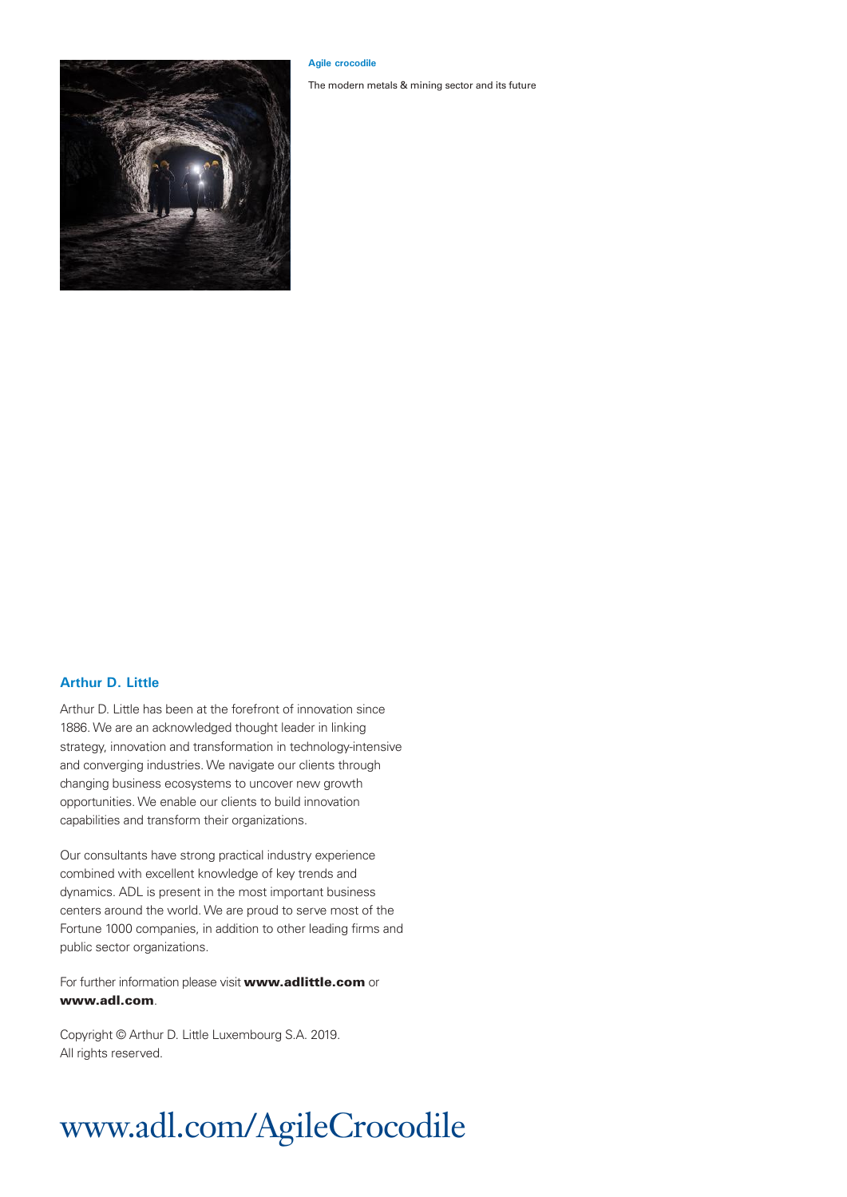**Agile crocodile**

The modern metals & mining sector and its future

## Arthur D. Little

Arthur D. Little has been at the forefront of innovation since 1886. We are an acknowledged thought leader in linking strategy, innovation and transformation in technology-intensive and converging industries. We navigate our clients through changing business ecosystems to uncover new growth opportunities. We enable our clients to build innovation capabilities and transform their organizations.

Our consultants have strong practical industry experience combined with excellent knowledge of key trends and dynamics. ADL is present in the most important business centers around the world. We are proud to serve most of the Fortune 1000 companies, in addition to other leading firms and public sector organizations.

For further information please visit **www.adlittle.com** or **www.adl.com**.

Copyright © Arthur D. Little Luxembourg S.A. 2019. All rights reserved.

www.adl.com/AgileCrocodile